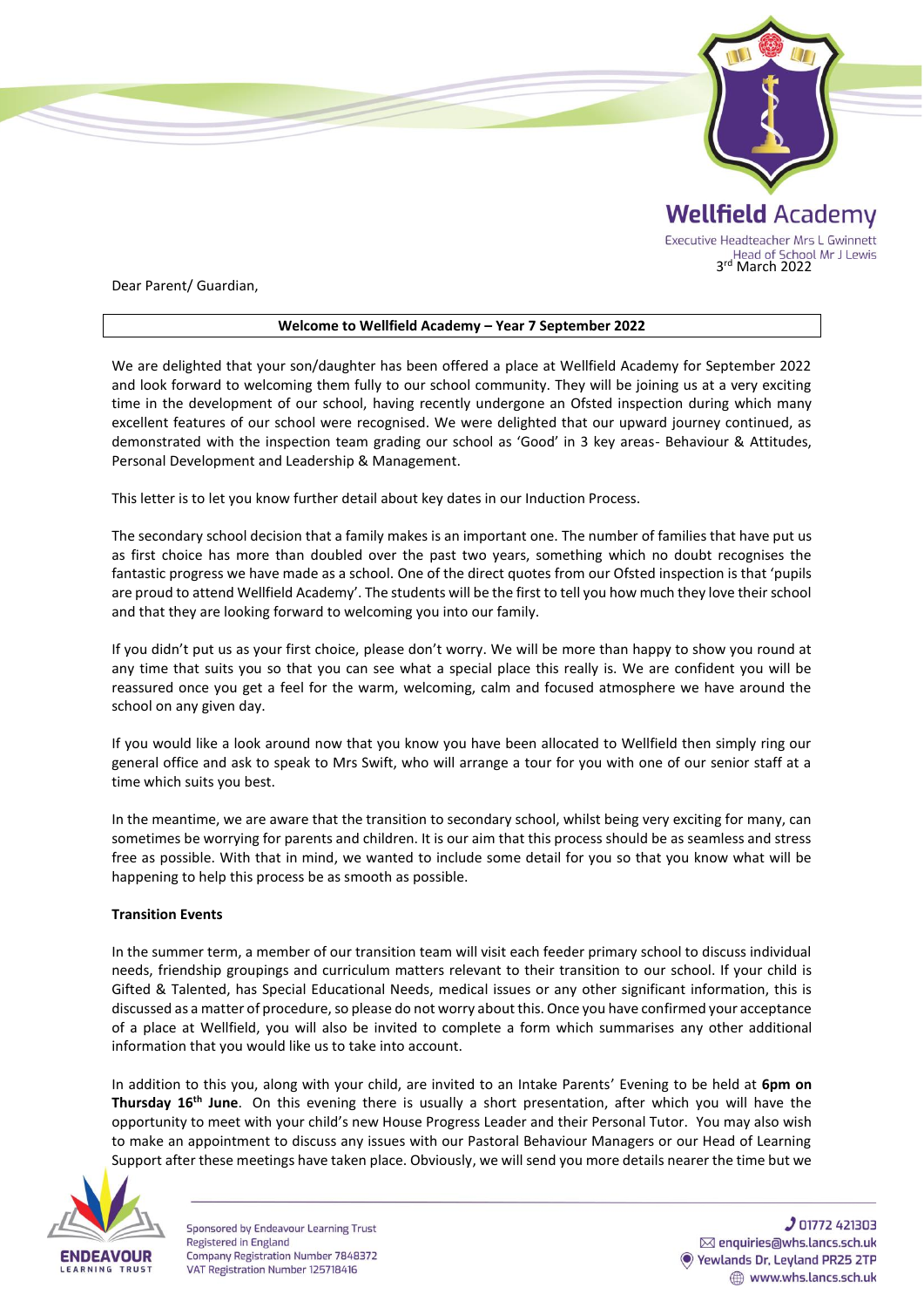**Wellfield Academy**

Executive Headteacher Mrs L Gwinnett
Head of School Mr J Lewis

3rd March 2022

Dear Parent/ Guardian,

**Welcome to Wellfield Academy – Year 7 September 2022**

We are delighted that your son/daughter has been offered a place at Wellfield Academy for September 2022 and look forward to welcoming them fully to our school community. They will be joining us at a very exciting time in the development of our school, having recently undergone an Ofsted inspection during which many excellent features of our school were recognised. We were delighted that our upward journey continued, as demonstrated with the inspection team grading our school as 'Good' in 3 key areas- Behaviour & Attitudes, Personal Development and Leadership & Management.

This letter is to let you know further detail about key dates in our Induction Process.

The secondary school decision that a family makes is an important one. The number of families that have put us as first choice has more than doubled over the past two years, something which no doubt recognises the fantastic progress we have made as a school. One of the direct quotes from our Ofsted inspection is that 'pupils are proud to attend Wellfield Academy'. The students will be the first to tell you how much they love their school and that they are looking forward to welcoming you into our family.

If you didn't put us as your first choice, please don't worry. We will be more than happy to show you round at any time that suits you so that you can see what a special place this really is. We are confident you will be reassured once you get a feel for the warm, welcoming, calm and focused atmosphere we have around the school on any given day.

If you would like a look around now that you know you have been allocated to Wellfield then simply ring our general office and ask to speak to Mrs Swift, who will arrange a tour for you with one of our senior staff at a time which suits you best.

In the meantime, we are aware that the transition to secondary school, whilst being very exciting for many, can sometimes be worrying for parents and children. It is our aim that this process should be as seamless and stress free as possible. With that in mind, we wanted to include some detail for you so that you know what will be happening to help this process be as smooth as possible.

**Transition Events**

In the summer term, a member of our transition team will visit each feeder primary school to discuss individual needs, friendship groupings and curriculum matters relevant to their transition to our school. If your child is Gifted & Talented, has Special Educational Needs, medical issues or any other significant information, this is discussed as a matter of procedure, so please do not worry about this. Once you have confirmed your acceptance of a place at Wellfield, you will also be invited to complete a form which summarises any other additional information that you would like us to take into account.

In addition to this you, along with your child, are invited to an Intake Parents' Evening to be held at **6pm on Thursday 16th June**. On this evening there is usually a short presentation, after which you will have the opportunity to meet with your child's new House Progress Leader and their Personal Tutor. You may also wish to make an appointment to discuss any issues with our Pastoral Behaviour Managers or our Head of Learning Support after these meetings have taken place. Obviously, we will send you more details nearer the time but we

ENDEAVOUR LEARNING TRUST

Sponsored by Endeavour Learning Trust
Registered in England
Company Registration Number 7848372
VAT Registration Number 125718416

01772 421303
enquiries@whs.lancs.sch.uk
Yewlands Dr, Leyland PR25 2TP
www.whs.lancs.sch.uk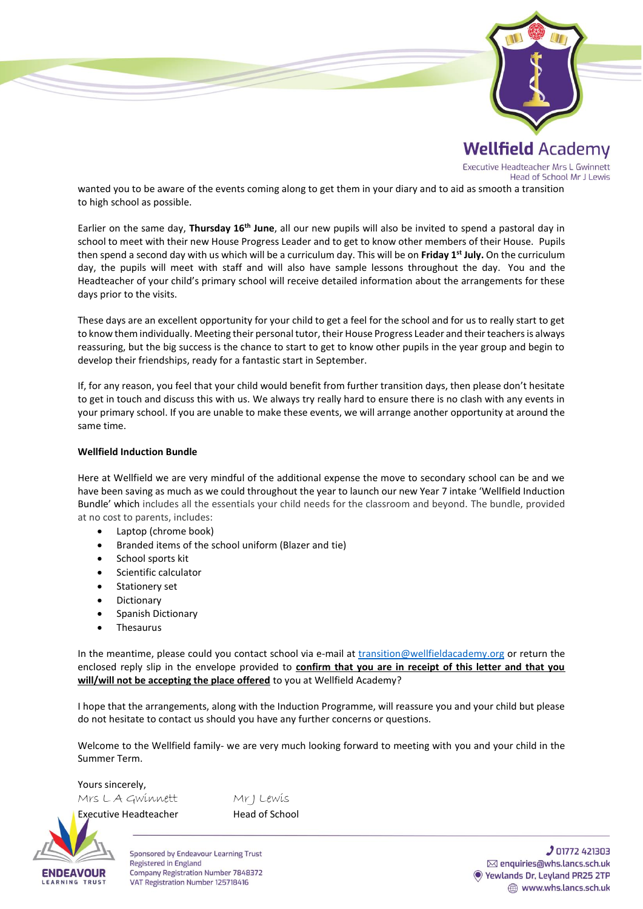wanted you to be aware of the events coming along to get them in your diary and to aid as smooth a transition to high school as possible.

Earlier on the same day, **Thursday 16th June**, all our new pupils will also be invited to spend a pastoral day in school to meet with their new House Progress Leader and to get to know other members of their House. Pupils then spend a second day with us which will be a curriculum day. This will be on **Friday 1st July.** On the curriculum day, the pupils will meet with staff and will also have sample lessons throughout the day. You and the Headteacher of your child's primary school will receive detailed information about the arrangements for these days prior to the visits.

These days are an excellent opportunity for your child to get a feel for the school and for us to really start to get to know them individually. Meeting their personal tutor, their House Progress Leader and their teachers is always reassuring, but the big success is the chance to start to get to know other pupils in the year group and begin to develop their friendships, ready for a fantastic start in September.

If, for any reason, you feel that your child would benefit from further transition days, then please don't hesitate to get in touch and discuss this with us. We always try really hard to ensure there is no clash with any events in your primary school. If you are unable to make these events, we will arrange another opportunity at around the same time.

**Wellfield Induction Bundle**

Here at Wellfield we are very mindful of the additional expense the move to secondary school can be and we have been saving as much as we could throughout the year to launch our new Year 7 intake 'Wellfield Induction Bundle' which includes all the essentials your child needs for the classroom and beyond. The bundle, provided at no cost to parents, includes:

- Laptop (chrome book)
- Branded items of the school uniform (Blazer and tie)
- School sports kit
- Scientific calculator
- Stationery set
- Dictionary
- Spanish Dictionary
- Thesaurus

In the meantime, please could you contact school via e-mail at transition@wellfieldacademy.org or return the enclosed reply slip in the envelope provided to **confirm that you are in receipt of this letter and that you will/will not be accepting the place offered** to you at Wellfield Academy?

I hope that the arrangements, along with the Induction Programme, will reassure you and your child but please do not hesitate to contact us should you have any further concerns or questions.

Welcome to the Wellfield family- we are very much looking forward to meeting with you and your child in the Summer Term.

Yours sincerely,

*Mrs L A Gwinnett* — Executive Headteacher

*Mr J Lewis* — Head of School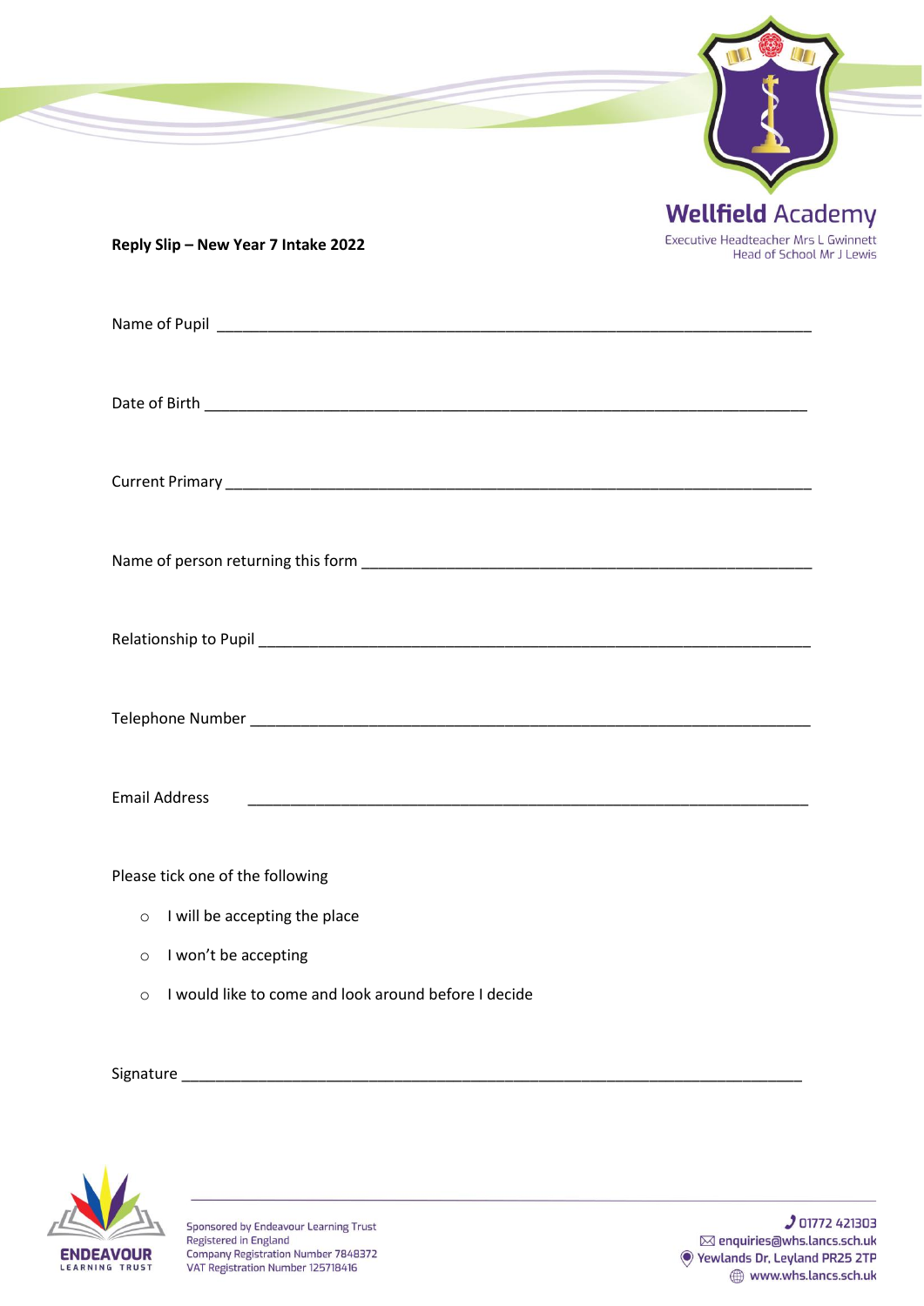Wellfield Academy

Executive Headteacher Mrs L Gwinnett
Head of School Mr J Lewis

**Reply Slip – New Year 7 Intake 2022**

Name of Pupil ___________________________________________________________________

Date of Birth ____________________________________________________________________

Current Primary _________________________________________________________________

Name of person returning this form _________________________________________________

Relationship to Pupil _____________________________________________________________

Telephone Number _______________________________________________________________

Email Address _______________________________________________________________

Please tick one of the following

- ○ I will be accepting the place
- ○ I won't be accepting
- ○ I would like to come and look around before I decide

Signature _______________________________________________________________________

ENDEAVOUR LEARNING TRUST

Sponsored by Endeavour Learning Trust
Registered in England
Company Registration Number 7848372
VAT Registration Number 125718416

01772 421303
enquiries@whs.lancs.sch.uk
Yewlands Dr, Leyland PR25 2TP
www.whs.lancs.sch.uk